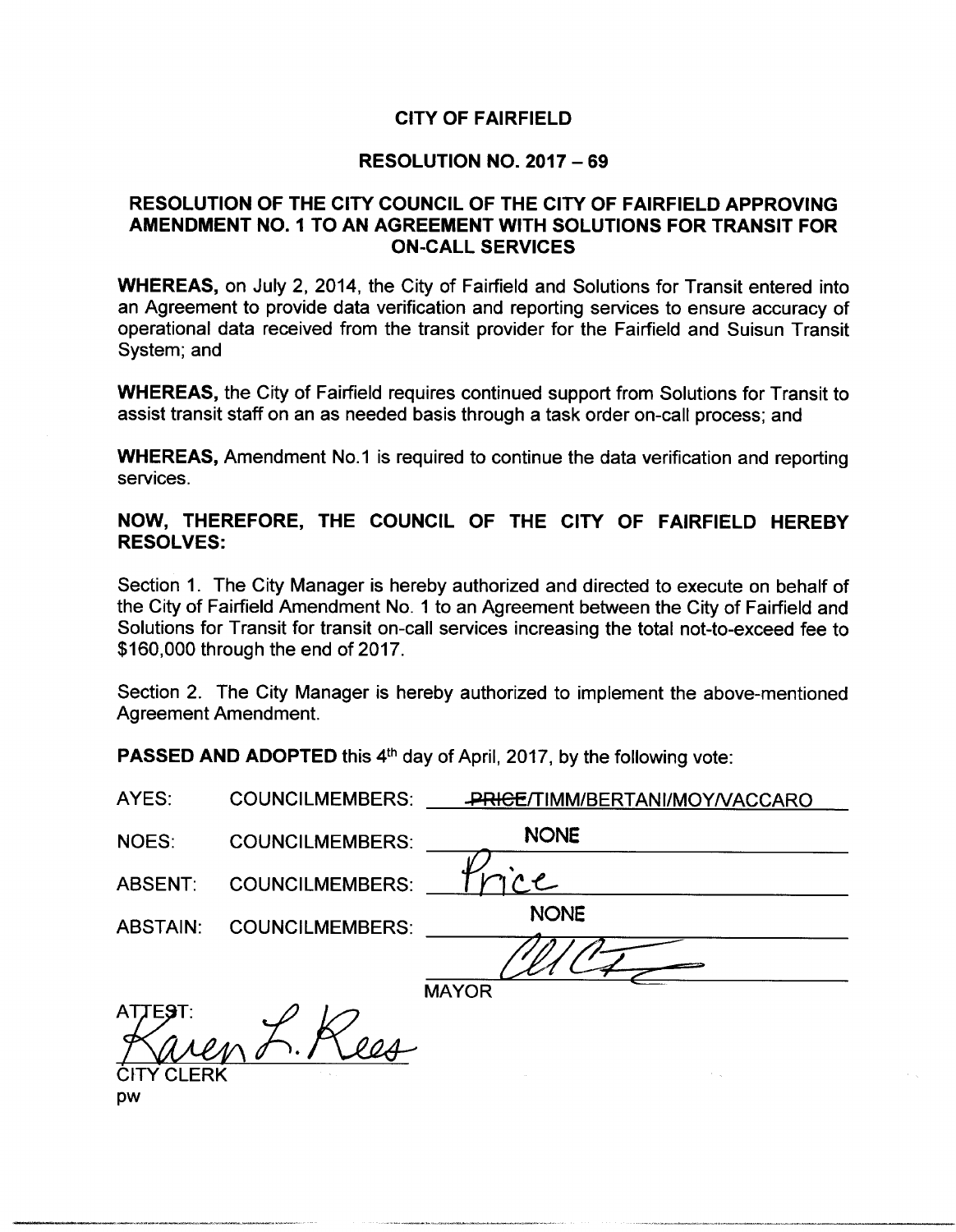# CITY OF FAIRFIELD

## RESOLUTION NO. 2017 – 69

## RESOLUTION OF THE CITY COUNCIL OF THE CITY OF FAIRFIELD APPROVING AMENDMENT NO. 1 TO AN AGREEMENT WITH SOLUTIONS FOR TRANSIT FOR ON-CALL SERVICES

**WHEREAS,** on July 2, 2014, the City of Fairfield and Solutions for Transit entered into an Agreement to provide data verification and reporting services to ensure accuracy of operational data received from the transit provider for the Fairfield and Suisun Transit System; and

**WHEREAS,** the City of Fairfield requires continued support from Solutions for Transit to assist transit staff on an as needed basis through a task order on-call process; and

**WHEREAS,** Amendment No.1 is required to continue the data verification and reporting services.

**NOW, THEREFORE, THE COUNCIL OF THE CITY OF FAIRFIELD HEREBY RESOLVES:**

Section 1. The City Manager is hereby authorized and directed to execute on behalf of the City of Fairfield Amendment No. 1 to an Agreement between the City of Fairfield and Solutions for Transit for transit on-call services increasing the total not-to-exceed fee to $160,000 through the end of 2017.

Section 2. The City Manager is hereby authorized to implement the above-mentioned Agreement Amendment.

**PASSED AND ADOPTED** this 4th day of April, 2017, by the following vote:

| | | |
|---|---|---|
| AYES: | COUNCILMEMBERS: | ~~PRICE~~/TIMM/BERTANI/MOY/VACCARO |
| NOES: | COUNCILMEMBERS: | NONE |
| ABSENT: | COUNCILMEMBERS: | Price |
| ABSTAIN: | COUNCILMEMBERS: | NONE |

MAYOR

ATTEST:

Karen L. Rees

CITY CLERK

pw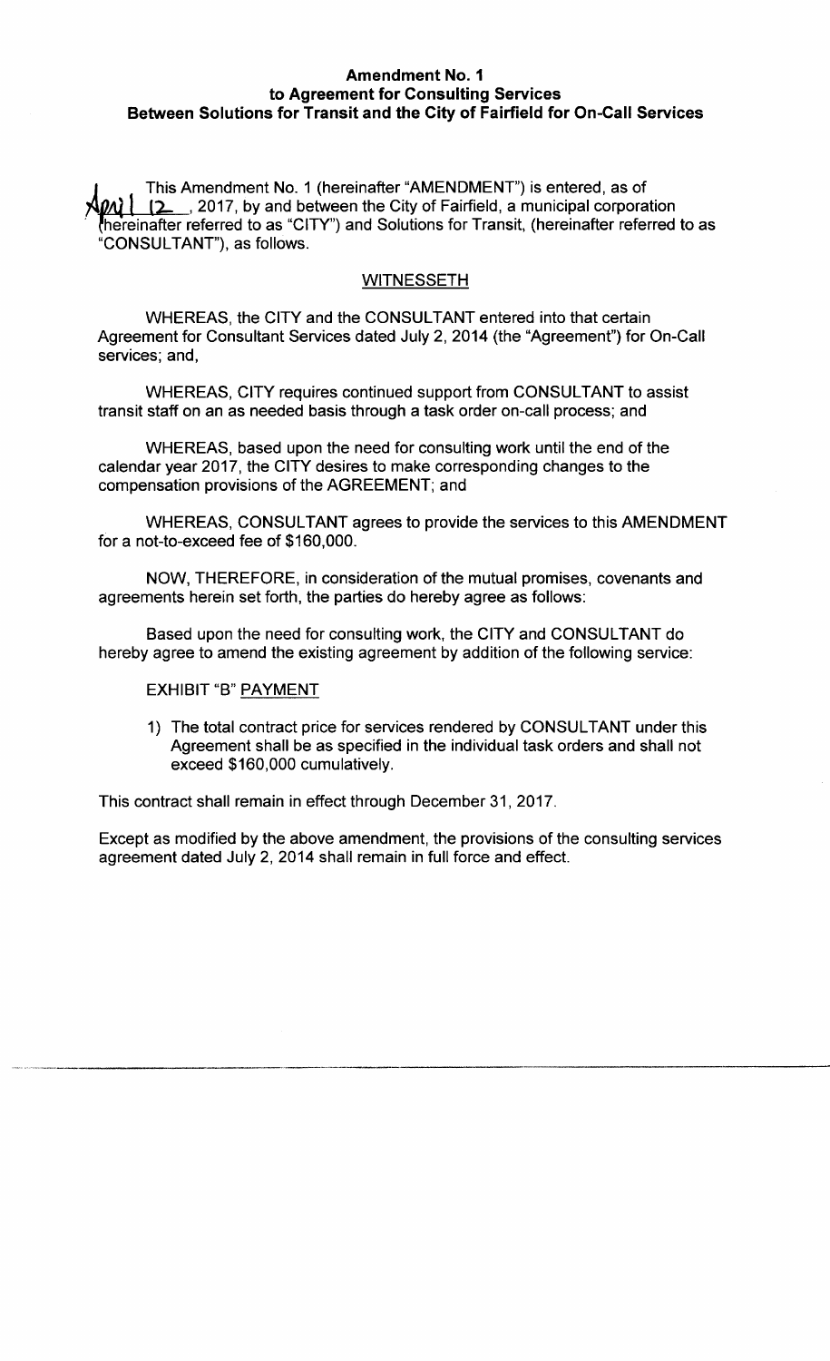**Amendment No. 1**
**to Agreement for Consulting Services**
**Between Solutions for Transit and the City of Fairfield for On-Call Services**

This Amendment No. 1 (hereinafter "AMENDMENT") is entered, as of April 12, 2017, by and between the City of Fairfield, a municipal corporation (hereinafter referred to as "CITY") and Solutions for Transit, (hereinafter referred to as "CONSULTANT"), as follows.

WITNESSETH

WHEREAS, the CITY and the CONSULTANT entered into that certain Agreement for Consultant Services dated July 2, 2014 (the "Agreement") for On-Call services; and,

WHEREAS, CITY requires continued support from CONSULTANT to assist transit staff on an as needed basis through a task order on-call process; and

WHEREAS, based upon the need for consulting work until the end of the calendar year 2017, the CITY desires to make corresponding changes to the compensation provisions of the AGREEMENT; and

WHEREAS, CONSULTANT agrees to provide the services to this AMENDMENT for a not-to-exceed fee of $160,000.

NOW, THEREFORE, in consideration of the mutual promises, covenants and agreements herein set forth, the parties do hereby agree as follows:

Based upon the need for consulting work, the CITY and CONSULTANT do hereby agree to amend the existing agreement by addition of the following service:

EXHIBIT "B" PAYMENT

1) The total contract price for services rendered by CONSULTANT under this Agreement shall be as specified in the individual task orders and shall not exceed $160,000 cumulatively.

This contract shall remain in effect through December 31, 2017.

Except as modified by the above amendment, the provisions of the consulting services agreement dated July 2, 2014 shall remain in full force and effect.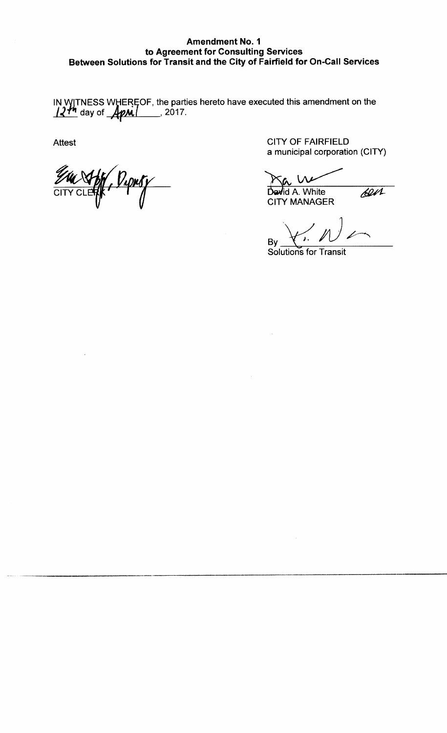**Amendment No. 1**
**to Agreement for Consulting Services**
**Between Solutions for Transit and the City of Fairfield for On-Call Services**

IN WITNESS WHEREOF, the parties hereto have executed this amendment on the 12th day of April, 2017.

Attest

CITY CLERK, Deputy

CITY OF FAIRFIELD
a municipal corporation (CITY)

David A. White
CITY MANAGER

By
Solutions for Transit